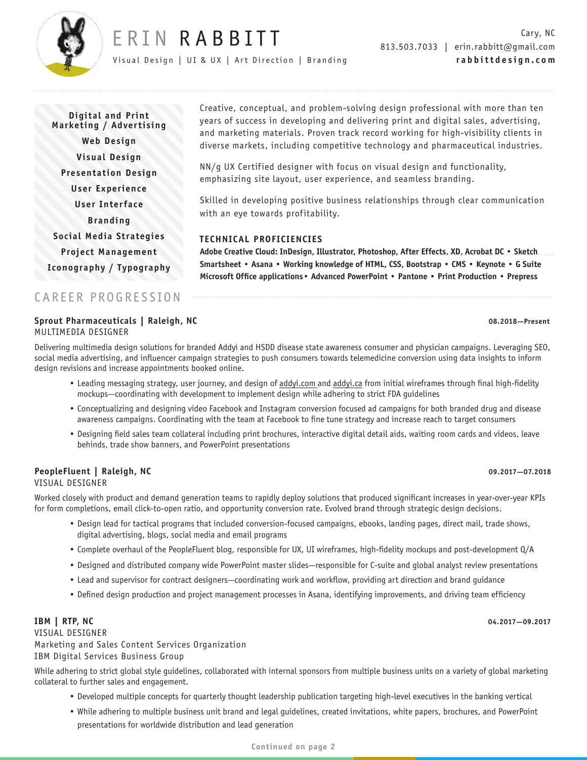# ERIN RABBITT

Visual Design | UI & UX | Art Direction | Branding

Cary, NC
813.503.7033 | erin.rabbitt@gmail.com
**rabbittdesign.com**

**Digital and Print Marketing / Advertising**
**Web Design**
**Visual Design**
**Presentation Design**
**User Experience**
**User Interface**
**Branding**
**Social Media Strategies**
**Project Management**
**Iconography / Typography**

Creative, conceptual, and problem-solving design professional with more than ten years of success in developing and delivering print and digital sales, advertising, and marketing materials. Proven track record working for high-visibility clients in diverse markets, including competitive technology and pharmaceutical industries.

NN/g UX Certified designer with focus on visual design and functionality, emphasizing site layout, user experience, and seamless branding.

Skilled in developing positive business relationships through clear communication with an eye towards profitability.

### TECHNICAL PROFICIENCIES

**Adobe Creative Cloud: InDesign, Illustrator, Photoshop, After Effects, XD, Acrobat DC • Sketch Smartsheet • Asana • Working knowledge of HTML, CSS, Bootstrap • CMS • Keynote • G Suite Microsoft Office applications • Advanced PowerPoint • Pantone • Print Production • Prepress**

## CAREER PROGRESSION

**Sprout Pharmaceuticals | Raleigh, NC** — **08.2018—Present**
MULTIMEDIA DESIGNER

Delivering multimedia design solutions for branded Addyi and HSDD disease state awareness consumer and physician campaigns. Leveraging SEO, social media advertising, and influencer campaign strategies to push consumers towards telemedicine conversion using data insights to inform design revisions and increase appointments booked online.

- Leading messaging strategy, user journey, and design of addyi.com and addyi.ca from initial wireframes through final high-fidelity mockups—coordinating with development to implement design while adhering to strict FDA guidelines
- Conceptualizing and designing video Facebook and Instagram conversion focused ad campaigns for both branded drug and disease awareness campaigns. Coordinating with the team at Facebook to fine tune strategy and increase reach to target consumers
- Designing field sales team collateral including print brochures, interactive digital detail aids, waiting room cards and videos, leave behinds, trade show banners, and PowerPoint presentations

**PeopleFluent | Raleigh, NC** — **09.2017—07.2018**
VISUAL DESIGNER

Worked closely with product and demand generation teams to rapidly deploy solutions that produced significant increases in year-over-year KPIs for form completions, email click-to-open ratio, and opportunity conversion rate. Evolved brand through strategic design decisions.

- Design lead for tactical programs that included conversion-focused campaigns, ebooks, landing pages, direct mail, trade shows, digital advertising, blogs, social media and email programs
- Complete overhaul of the PeopleFluent blog, responsible for UX, UI wireframes, high-fidelity mockups and post-development Q/A
- Designed and distributed company wide PowerPoint master slides—responsible for C-suite and global analyst review presentations
- Lead and supervisor for contract designers—coordinating work and workflow, providing art direction and brand guidance
- Defined design production and project management processes in Asana, identifying improvements, and driving team efficiency

**IBM | RTP, NC** — **04.2017—09.2017**
VISUAL DESIGNER
Marketing and Sales Content Services Organization
IBM Digital Services Business Group

While adhering to strict global style guidelines, collaborated with internal sponsors from multiple business units on a variety of global marketing collateral to further sales and engagement.

- Developed multiple concepts for quarterly thought leadership publication targeting high-level executives in the banking vertical
- While adhering to multiple business unit brand and legal guidelines, created invitations, white papers, brochures, and PowerPoint presentations for worldwide distribution and lead generation

**Continued on page 2**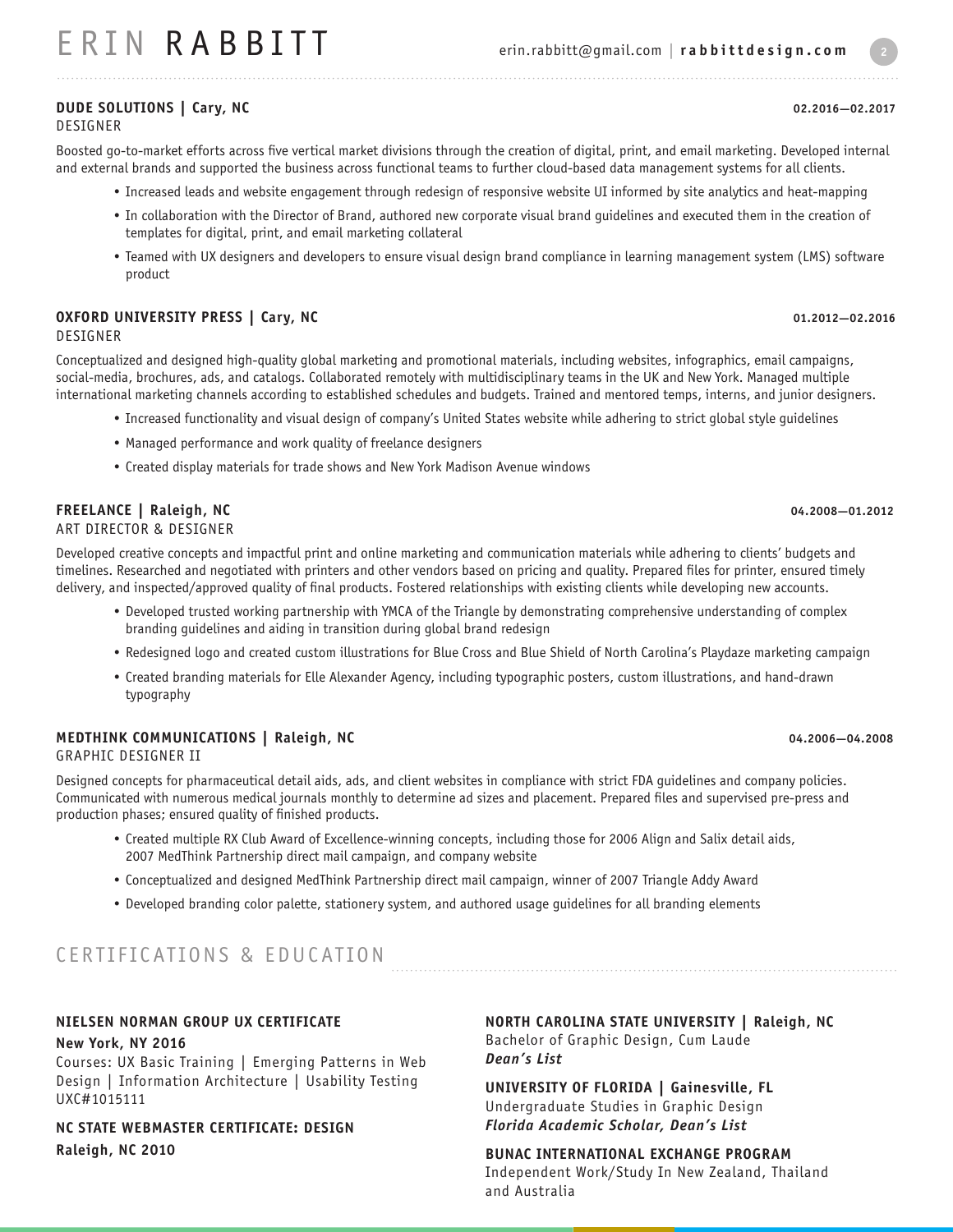### DUDE SOLUTIONS | Cary, NC

02.2016—02.2017

DESIGNER

Boosted go-to-market efforts across five vertical market divisions through the creation of digital, print, and email marketing. Developed internal and external brands and supported the business across functional teams to further cloud-based data management systems for all clients.

- Increased leads and website engagement through redesign of responsive website UI informed by site analytics and heat-mapping
- In collaboration with the Director of Brand, authored new corporate visual brand guidelines and executed them in the creation of templates for digital, print, and email marketing collateral
- Teamed with UX designers and developers to ensure visual design brand compliance in learning management system (LMS) software product

### OXFORD UNIVERSITY PRESS | Cary, NC

01.2012—02.2016

DESIGNER

Conceptualized and designed high-quality global marketing and promotional materials, including websites, infographics, email campaigns, social-media, brochures, ads, and catalogs. Collaborated remotely with multidisciplinary teams in the UK and New York. Managed multiple international marketing channels according to established schedules and budgets. Trained and mentored temps, interns, and junior designers.

- Increased functionality and visual design of company's United States website while adhering to strict global style guidelines
- Managed performance and work quality of freelance designers
- Created display materials for trade shows and New York Madison Avenue windows

### FREELANCE | Raleigh, NC

04.2008—01.2012

ART DIRECTOR & DESIGNER

Developed creative concepts and impactful print and online marketing and communication materials while adhering to clients' budgets and timelines. Researched and negotiated with printers and other vendors based on pricing and quality. Prepared files for printer, ensured timely delivery, and inspected/approved quality of final products. Fostered relationships with existing clients while developing new accounts.

- Developed trusted working partnership with YMCA of the Triangle by demonstrating comprehensive understanding of complex branding guidelines and aiding in transition during global brand redesign
- Redesigned logo and created custom illustrations for Blue Cross and Blue Shield of North Carolina's Playdaze marketing campaign
- Created branding materials for Elle Alexander Agency, including typographic posters, custom illustrations, and hand-drawn typography

### MEDTHINK COMMUNICATIONS | Raleigh, NC

04.2006—04.2008

GRAPHIC DESIGNER II

Designed concepts for pharmaceutical detail aids, ads, and client websites in compliance with strict FDA guidelines and company policies. Communicated with numerous medical journals monthly to determine ad sizes and placement. Prepared files and supervised pre-press and production phases; ensured quality of finished products.

- Created multiple RX Club Award of Excellence-winning concepts, including those for 2006 Align and Salix detail aids, 2007 MedThink Partnership direct mail campaign, and company website
- Conceptualized and designed MedThink Partnership direct mail campaign, winner of 2007 Triangle Addy Award
- Developed branding color palette, stationery system, and authored usage guidelines for all branding elements

## CERTIFICATIONS & EDUCATION

**NIELSEN NORMAN GROUP UX CERTIFICATE**
**New York, NY 2016**
Courses: UX Basic Training | Emerging Patterns in Web Design | Information Architecture | Usability Testing
UXC#1015111

**NC STATE WEBMASTER CERTIFICATE: DESIGN**
**Raleigh, NC 2010**

**NORTH CAROLINA STATE UNIVERSITY | Raleigh, NC**
Bachelor of Graphic Design, Cum Laude
***Dean's List***

**UNIVERSITY OF FLORIDA | Gainesville, FL**
Undergraduate Studies in Graphic Design
***Florida Academic Scholar, Dean's List***

**BUNAC INTERNATIONAL EXCHANGE PROGRAM**
Independent Work/Study In New Zealand, Thailand and Australia